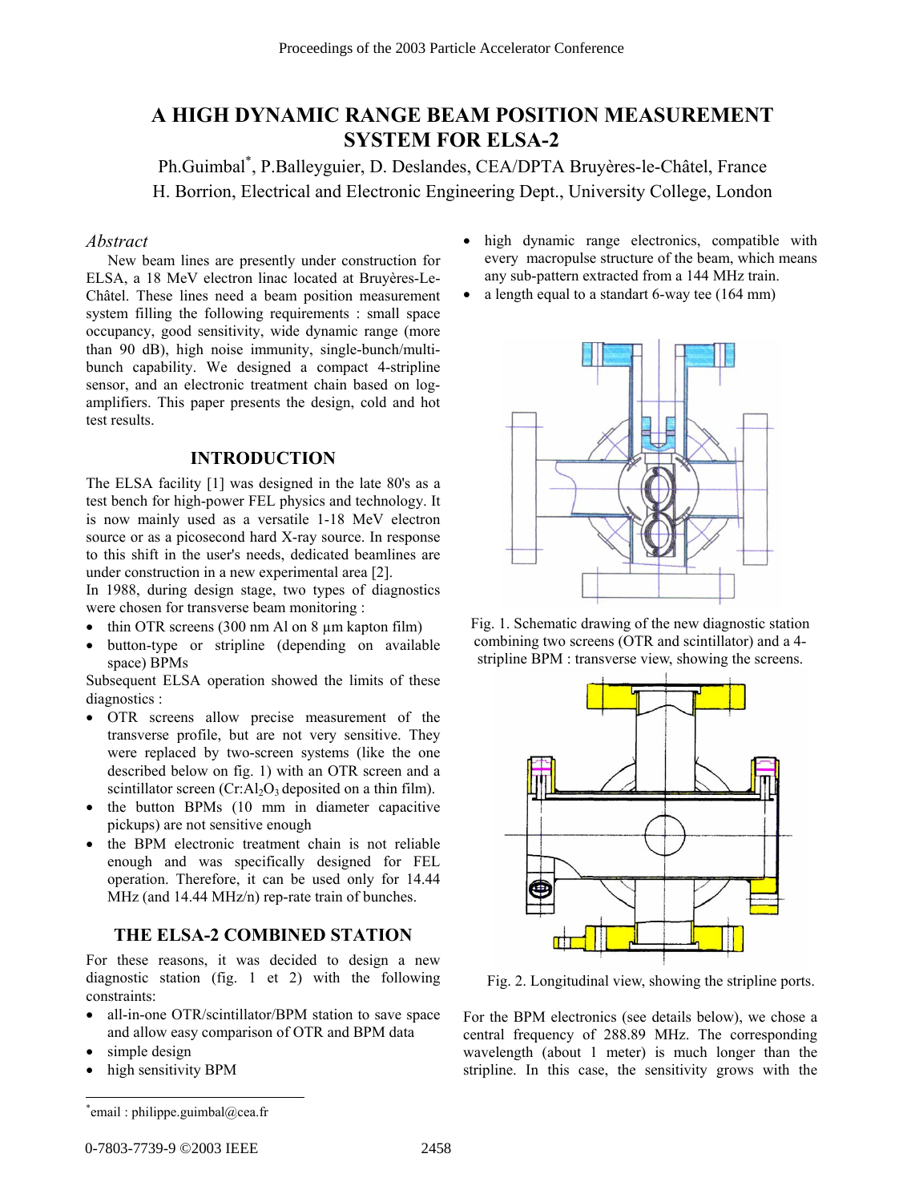# A HIGH DYNAMIC RANGE BEAM POSITION MEASUREMENT SYSTEM FOR ELSA-2

Ph.Guimbal*, P.Balleyguier, D. Deslandes, CEA/DPTA Bruyères-le-Châtel, France
H. Borrion, Electrical and Electronic Engineering Dept., University College, London

### *Abstract*

New beam lines are presently under construction for ELSA, a 18 MeV electron linac located at Bruyères-Le-Châtel. These lines need a beam position measurement system filling the following requirements : small space occupancy, good sensitivity, wide dynamic range (more than 90 dB), high noise immunity, single-bunch/multi-bunch capability. We designed a compact 4-stripline sensor, and an electronic treatment chain based on log-amplifiers. This paper presents the design, cold and hot test results.

## INTRODUCTION

The ELSA facility [1] was designed in the late 80's as a test bench for high-power FEL physics and technology. It is now mainly used as a versatile 1-18 MeV electron source or as a picosecond hard X-ray source. In response to this shift in the user's needs, dedicated beamlines are under construction in a new experimental area [2].

In 1988, during design stage, two types of diagnostics were chosen for transverse beam monitoring :

- thin OTR screens (300 nm Al on 8 µm kapton film)
- button-type or stripline (depending on available space) BPMs

Subsequent ELSA operation showed the limits of these diagnostics :

- OTR screens allow precise measurement of the transverse profile, but are not very sensitive. They were replaced by two-screen systems (like the one described below on fig. 1) with an OTR screen and a scintillator screen ($Cr:Al_2O_3$ deposited on a thin film).
- the button BPMs (10 mm in diameter capacitive pickups) are not sensitive enough
- the BPM electronic treatment chain is not reliable enough and was specifically designed for FEL operation. Therefore, it can be used only for 14.44 MHz (and 14.44 MHz/n) rep-rate train of bunches.

## THE ELSA-2 COMBINED STATION

For these reasons, it was decided to design a new diagnostic station (fig. 1 et 2) with the following constraints:

- all-in-one OTR/scintillator/BPM station to save space and allow easy comparison of OTR and BPM data
- simple design
- high sensitivity BPM
- high dynamic range electronics, compatible with every macropulse structure of the beam, which means any sub-pattern extracted from a 144 MHz train.
- a length equal to a standart 6-way tee (164 mm)

Fig. 1. Schematic drawing of the new diagnostic station combining two screens (OTR and scintillator) and a 4-stripline BPM : transverse view, showing the screens.

Fig. 2. Longitudinal view, showing the stripline ports.

For the BPM electronics (see details below), we chose a central frequency of 288.89 MHz. The corresponding wavelength (about 1 meter) is much longer than the stripline. In this case, the sensitivity grows with the

*email : philippe.guimbal@cea.fr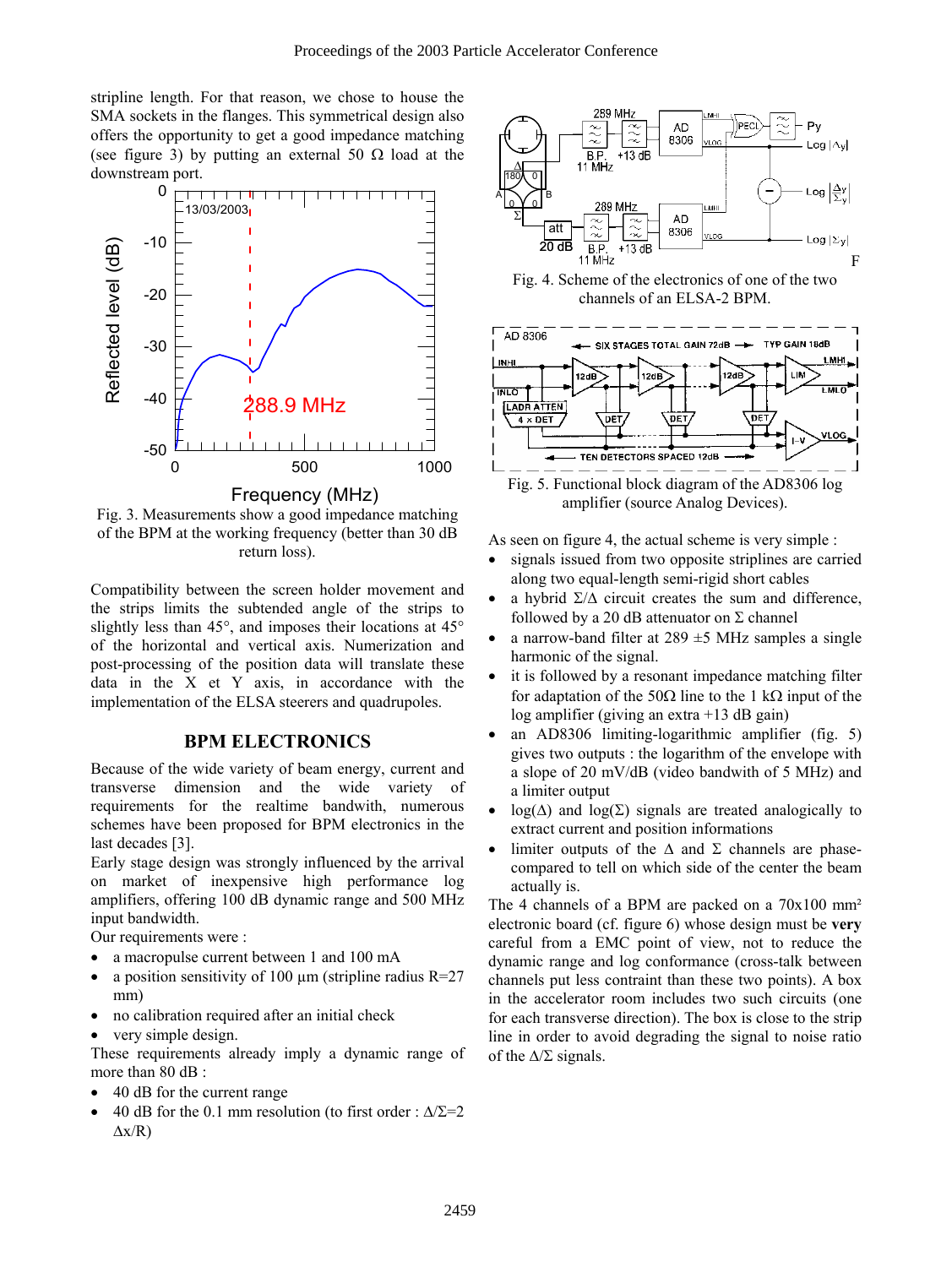stripline length. For that reason, we chose to house the SMA sockets in the flanges. This symmetrical design also offers the opportunity to get a good impedance matching (see figure 3) by putting an external 50 Ω load at the downstream port.

Fig. 3. Measurements show a good impedance matching of the BPM at the working frequency (better than 30 dB return loss).

Compatibility between the screen holder movement and the strips limits the subtended angle of the strips to slightly less than 45°, and imposes their locations at 45° of the horizontal and vertical axis. Numerization and post-processing of the position data will translate these data in the X et Y axis, in accordance with the implementation of the ELSA steerers and quadrupoles.

## BPM ELECTRONICS

Because of the wide variety of beam energy, current and transverse dimension and the wide variety of requirements for the realtime bandwith, numerous schemes have been proposed for BPM electronics in the last decades [3].

Early stage design was strongly influenced by the arrival on market of inexpensive high performance log amplifiers, offering 100 dB dynamic range and 500 MHz input bandwidth.

Our requirements were :

- a macropulse current between 1 and 100 mA
- a position sensitivity of 100 µm (stripline radius R=27 mm)
- no calibration required after an initial check
- very simple design.

These requirements already imply a dynamic range of more than 80 dB :

- 40 dB for the current range
- 40 dB for the 0.1 mm resolution (to first order : $\Delta/\Sigma=2\Delta x/R$)

Fig. 4. Scheme of the electronics of one of the two channels of an ELSA-2 BPM.

Fig. 5. Functional block diagram of the AD8306 log amplifier (source Analog Devices).

As seen on figure 4, the actual scheme is very simple :

- signals issued from two opposite striplines are carried along two equal-length semi-rigid short cables
- a hybrid Σ/Δ circuit creates the sum and difference, followed by a 20 dB attenuator on Σ channel
- a narrow-band filter at 289 ±5 MHz samples a single harmonic of the signal.
- it is followed by a resonant impedance matching filter for adaptation of the 50Ω line to the 1 kΩ input of the log amplifier (giving an extra +13 dB gain)
- an AD8306 limiting-logarithmic amplifier (fig. 5) gives two outputs : the logarithm of the envelope with a slope of 20 mV/dB (video bandwith of 5 MHz) and a limiter output
- log(Δ) and log(Σ) signals are treated analogically to extract current and position informations
- limiter outputs of the Δ and Σ channels are phase-compared to tell on which side of the center the beam actually is.

The 4 channels of a BPM are packed on a 70x100 mm² electronic board (cf. figure 6) whose design must be **very** careful from a EMC point of view, not to reduce the dynamic range and log conformance (cross-talk between channels put less contraint than these two points). A box in the accelerator room includes two such circuits (one for each transverse direction). The box is close to the strip line in order to avoid degrading the signal to noise ratio of the Δ/Σ signals.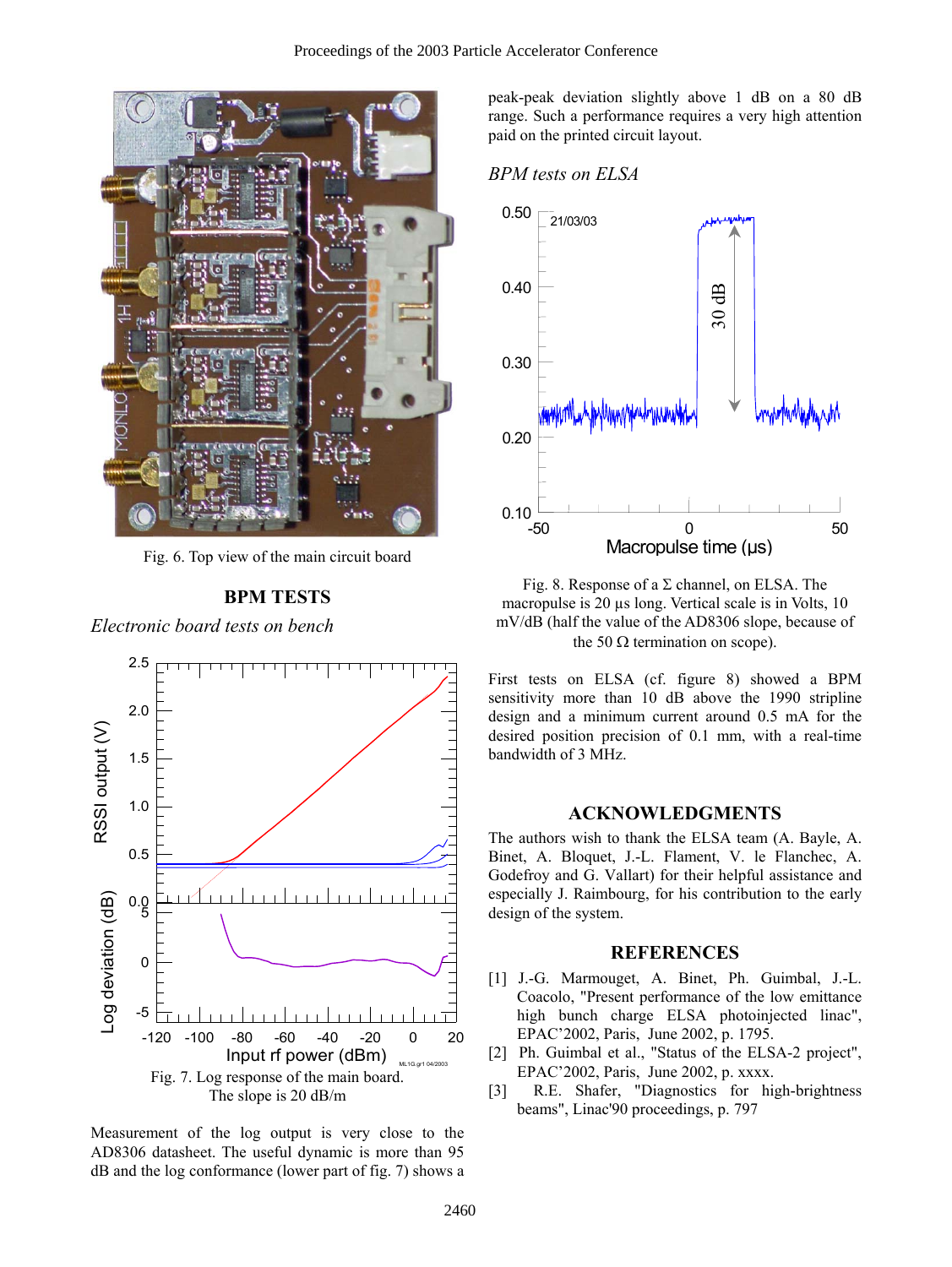Fig. 6. Top view of the main circuit board

## BPM TESTS

### *Electronic board tests on bench*

2.5
2.0
1.5
1.0
0.5
0.0
RSSI output (V)
5
0
-5
Log deviation (dB)
-120 -100 -80 -60 -40 -20 0 20
Input rf power (dBm)
ML1G.gr1 04/2003

Fig. 7. Log response of the main board.
The slope is 20 dB/m

Measurement of the log output is very close to the AD8306 datasheet. The useful dynamic is more than 95 dB and the log conformance (lower part of fig. 7) shows a peak-peak deviation slightly above 1 dB on a 80 dB range. Such a performance requires a very high attention paid on the printed circuit layout.

### *BPM tests on ELSA*

0.50
0.40
0.30
0.20
0.10
21/03/03
30 dB
-50 0 50
Macropulse time (µs)

Fig. 8. Response of a Σ channel, on ELSA. The macropulse is 20 µs long. Vertical scale is in Volts, 10 mV/dB (half the value of the AD8306 slope, because of the 50 Ω termination on scope).

First tests on ELSA (cf. figure 8) showed a BPM sensitivity more than 10 dB above the 1990 stripline design and a minimum current around 0.5 mA for the desired position precision of 0.1 mm, with a real-time bandwidth of 3 MHz.

## ACKNOWLEDGMENTS

The authors wish to thank the ELSA team (A. Bayle, A. Binet, A. Bloquet, J.-L. Flament, V. le Flanchec, A. Godefroy and G. Vallart) for their helpful assistance and especially J. Raimbourg, for his contribution to the early design of the system.

## REFERENCES

[1] J.-G. Marmouget, A. Binet, Ph. Guimbal, J.-L. Coacolo, "Present performance of the low emittance high bunch charge ELSA photoinjected linac", EPAC'2002, Paris, June 2002, p. 1795.

[2] Ph. Guimbal et al., "Status of the ELSA-2 project", EPAC'2002, Paris, June 2002, p. xxxx.

[3] R.E. Shafer, "Diagnostics for high-brightness beams", Linac'90 proceedings, p. 797